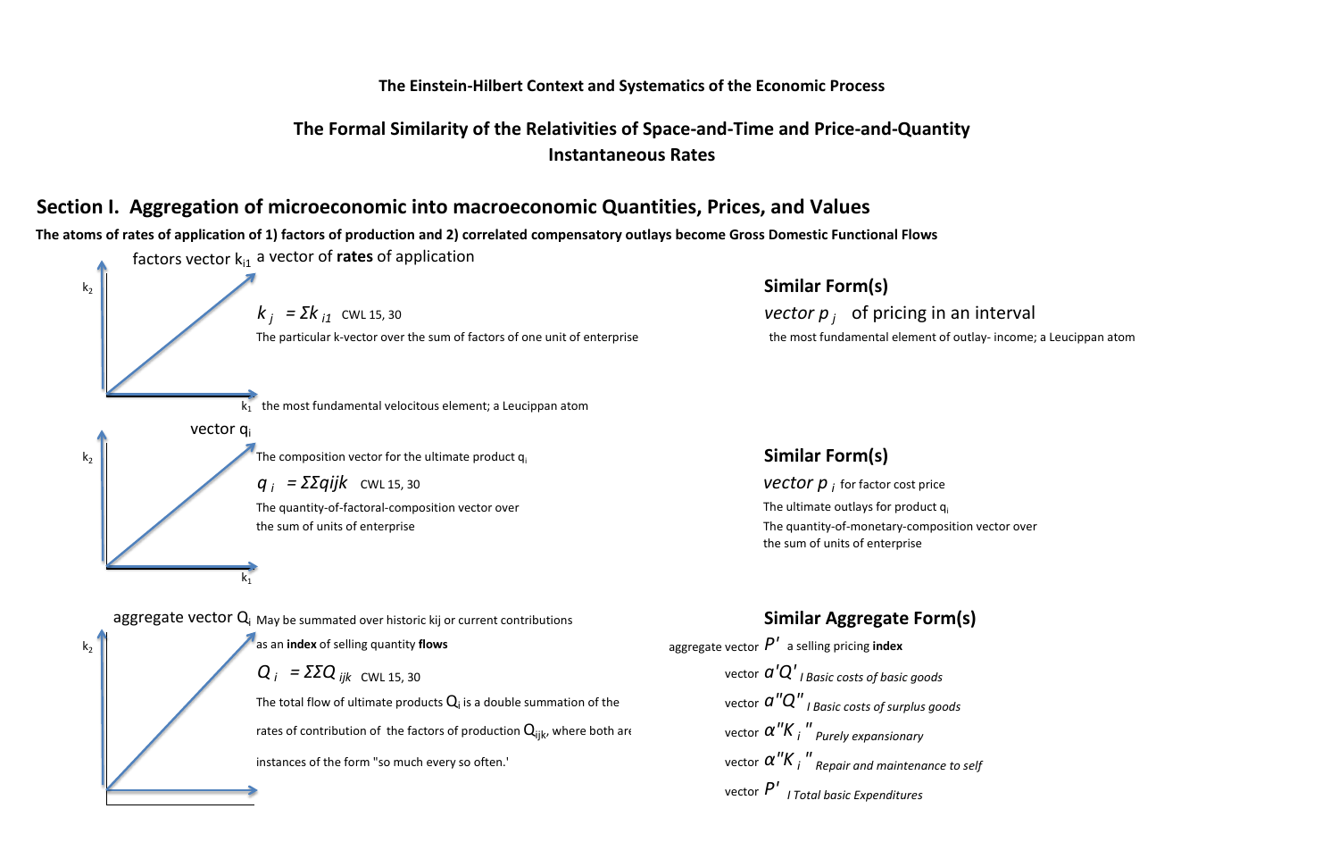**The Einstein-Hilbert Context and Systematics of the Economic Process**

**The Formal Similarity of the Relativities of Space-and-Time and Price-and-Quantity Instantaneous Rates**

## Section I. Aggregation of microeconomic into macroeconomic Quantities, Prices, and Values

**The atoms of rates of application of 1) factors of production and 2) correlated compensatory outlays become Gross Domestic Functional Flows**

factors vector $k_{i1}$ a vector of **rates** of application

$k_2$

$k_j = \Sigma k_{i1}$ CWL 15, 30

The particular k-vector over the sum of factors of one unit of enterprise

$k_1$ the most fundamental velocitous element; a Leucippan atom

### Similar Form(s)

*vector* $p_j$ of pricing in an interval

the most fundamental element of outlay- income; a Leucippan atom

vector $q_i$

$k_2$

The composition vector for the ultimate product $q_i$

$q_i = \Sigma\Sigma qijk$ CWL 15, 30

The quantity-of-factoral-composition vector over the sum of units of enterprise

$k_1$

### Similar Form(s)

*vector* $p_i$ for factor cost price

The ultimate outlays for product $q_i$

The quantity-of-monetary-composition vector over the sum of units of enterprise

aggregate vector $Q_i$ May be summated over historic kij or current contributions as an **index** of selling quantity **flows**

$k_2$

$Q_i = \Sigma\Sigma Q_{ijk}$ CWL 15, 30

The total flow of ultimate products $Q_i$ is a double summation of the rates of contribution of the factors of production $Q_{ijk}$, where both are instances of the form "so much every so often.'

### Similar Aggregate Form(s)

aggregate vector $P'$ a selling pricing **index**

vector $a'Q'$ *I Basic costs of basic goods*

vector $a''Q''$ *I Basic costs of surplus goods*

vector $\alpha''K_i''$ *Purely expansionary*

vector $\alpha''K_i''$ *Repair and maintenance to self*

vector $P'$ *I Total basic Expenditures*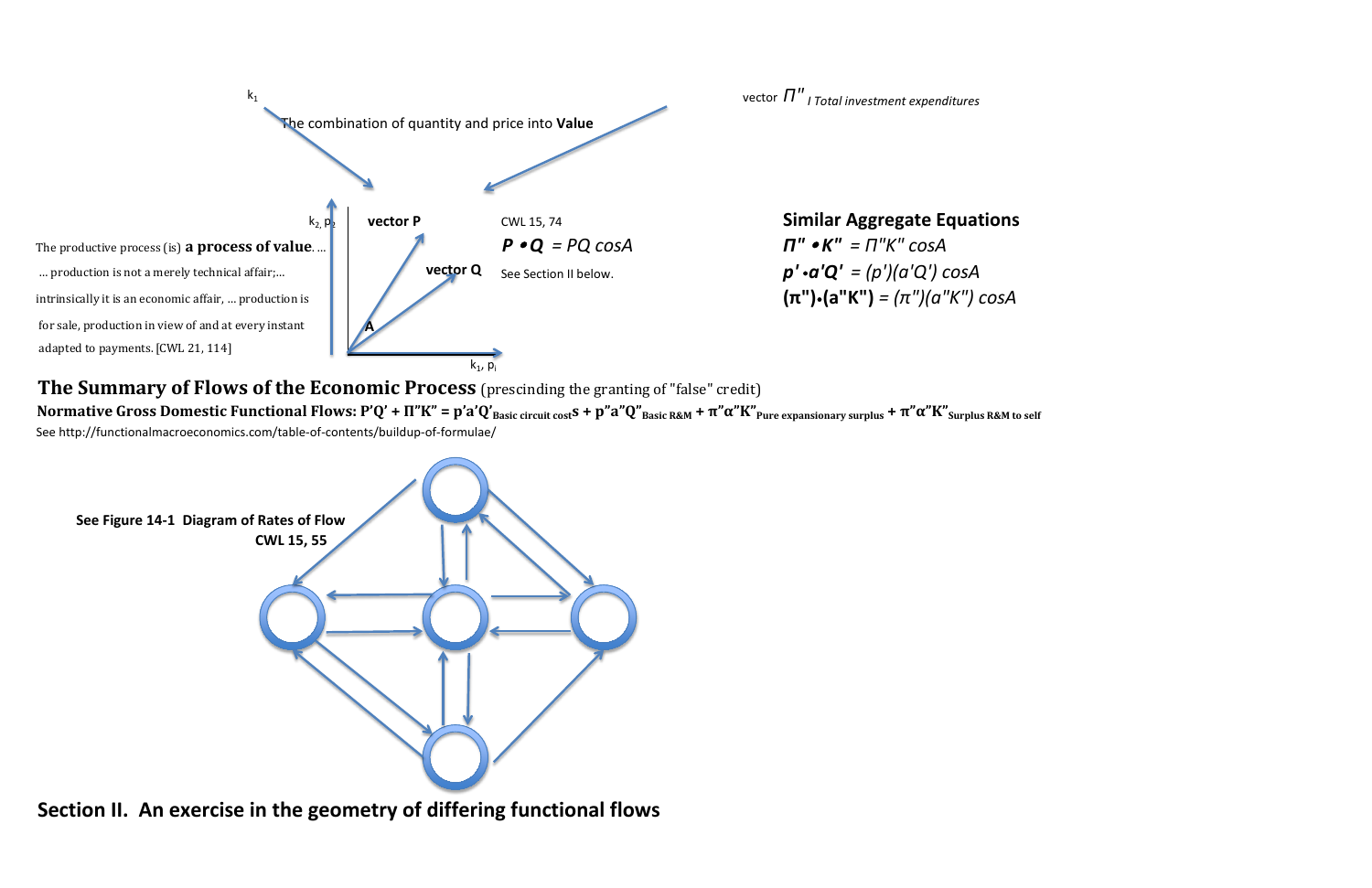$k_1$

The combination of quantity and price into **Value**

vector $\Pi''$ *I Total investment expenditures*

$k_2, p_2$

**vector P**

**vector Q**

**A**

$k_1, p_i$

The productive process (is) **a process of value**. ...
... production is not a merely technical affair;...
intrinsically it is an economic affair, ... production is
for sale, production in view of and at every instant
adapted to payments. [CWL 21, 114]

CWL 15, 74

$P \bullet Q = PQ \cos A$

See Section II below.

**Similar Aggregate Equations**

$\Pi'' \bullet K'' = \Pi''K'' \cos A$

$p' \bullet a'Q' = (p')(a'Q') \cos A$

$(\pi'') \bullet (a''K'') = (\pi'')(a''K'') \cos A$

## The Summary of Flows of the Economic Process (prescinding the granting of "false" credit)

**Normative Gross Domestic Functional Flows:** $P'Q' + \Pi''K'' = p'a'Q'_{\text{Basic circuit cost}}s + p''a''Q''_{\text{Basic R\&M}} + \pi''\alpha''K''_{\text{Pure expansionary surplus}} + \pi''\alpha''K''_{\text{Surplus R\&M to self}}$

See http://functionalmacroeconomics.com/table-of-contents/buildup-of-formulae/

**See Figure 14-1 Diagram of Rates of Flow**
**CWL 15, 55**

## Section II. An exercise in the geometry of differing functional flows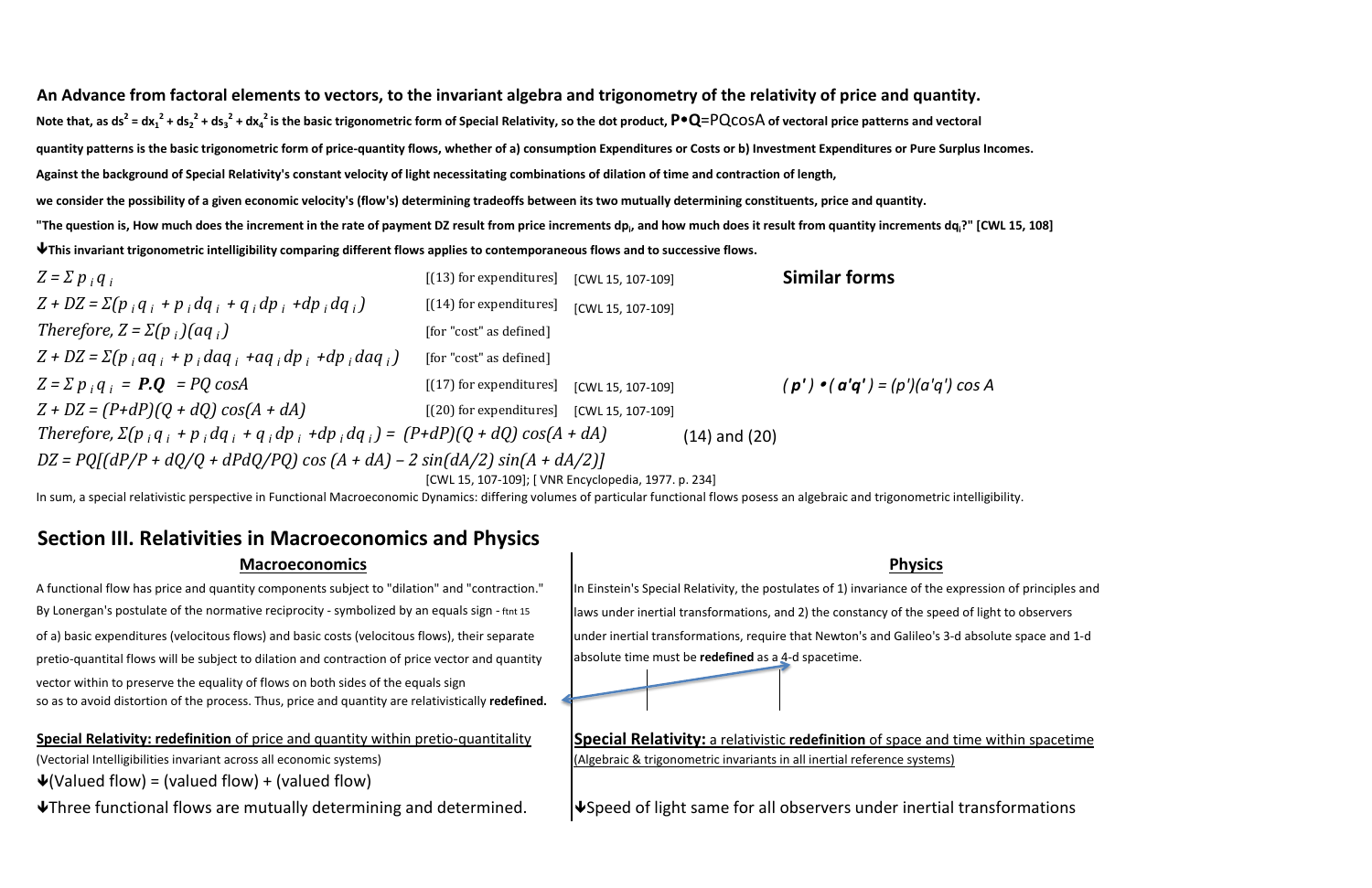**An Advance from factoral elements to vectors, to the invariant algebra and trigonometry of the relativity of price and quantity.**

**Note that, as $ds^2 = dx_1^2 + ds_2^2 + ds_3^2 + dx_4^2$ is the basic trigonometric form of Special Relativity, so the dot product, P•Q=PQcosA of vectoral price patterns and vectoral quantity patterns is the basic trigonometric form of price-quantity flows, whether of a) consumption Expenditures or Costs or b) Investment Expenditures or Pure Surplus Incomes.**

**Against the background of Special Relativity's constant velocity of light necessitating combinations of dilation of time and contraction of length, we consider the possibility of a given economic velocity's (flow's) determining tradeoffs between its two mutually determining constituents, price and quantity.**

**"The question is, How much does the increment in the rate of payment DZ result from price increments $dp_i$, and how much does it result from quantity increments $dq_i$?" [CWL 15, 108]**

**↓This invariant trigonometric intelligibility comparing different flows applies to contemporaneous flows and to successive flows.**

### Similar forms

| Equation | Note | Reference | Similar forms |
|---|---|---|---|
| $Z = \Sigma\, p_i q_i$ | [(13) for expenditures] | [CWL 15, 107-109] | |
| $Z + DZ = \Sigma(p_i q_i + p_i dq_i + q_i dp_i + dp_i dq_i)$ | [(14) for expenditures] | [CWL 15, 107-109] | |
| Therefore, $Z = \Sigma(p_i)(aq_i)$ | [for "cost" as defined] | | |
| $Z + DZ = \Sigma(p_i aq_i + p_i daq_i + aq_i dp_i + dp_i daq_i)$ | [for "cost" as defined] | | |
| $Z = \Sigma\, p_i q_i = \boldsymbol{P.Q} = PQ \cos A$ | [(17) for expenditures] | [CWL 15, 107-109] | $(\boldsymbol{p'}) \bullet (\boldsymbol{a'q'}) = (p')(a'q') \cos A$ |
| $Z + DZ = (P+dP)(Q + dQ) \cos(A + dA)$ | [(20) for expenditures] | [CWL 15, 107-109] | |

Therefore, $\Sigma(p_i q_i + p_i dq_i + q_i dp_i + dp_i dq_i) = (P+dP)(Q + dQ) \cos(A + dA)$ (14) and (20)

$DZ = PQ[(dP/P + dQ/Q + dPdQ/PQ) \cos (A + dA) - 2 \sin(dA/2) \sin(A + dA/2)]$

[CWL 15, 107-109]; [ VNR Encyclopedia, 1977. p. 234]

In sum, a special relativistic perspective in Functional Macroeconomic Dynamics: differing volumes of particular functional flows posess an algebraic and trigonometric intelligibility.

## Section III. Relativities in Macroeconomics and Physics

### Macroeconomics

A functional flow has price and quantity components subject to "dilation" and "contraction." By Lonergan's postulate of the normative reciprocity - symbolized by an equals sign - ftnt 15 of a) basic expenditures (velocitous flows) and basic costs (velocitous flows), their separate pretio-quantital flows will be subject to dilation and contraction of price vector and quantity vector within to preserve the equality of flows on both sides of the equals sign so as to avoid distortion of the process. Thus, price and quantity are relativistically **redefined.**

**Special Relativity: redefinition** of price and quantity within pretio-quantitality
(Vectorial Intelligibilities invariant across all economic systems)

↓(Valued flow) = (valued flow) + (valued flow)

↓Three functional flows are mutually determining and determined.

### Physics

In Einstein's Special Relativity, the postulates of 1) invariance of the expression of principles and laws under inertial transformations, and 2) the constancy of the speed of light to observers under inertial transformations, require that Newton's and Galileo's 3-d absolute space and 1-d absolute time must be **redefined** as a 4-d spacetime.

**Special Relativity:** a relativistic **redefinition** of space and time within spacetime
(Algebraic & trigonometric invariants in all inertial reference systems)

↓Speed of light same for all observers under inertial transformations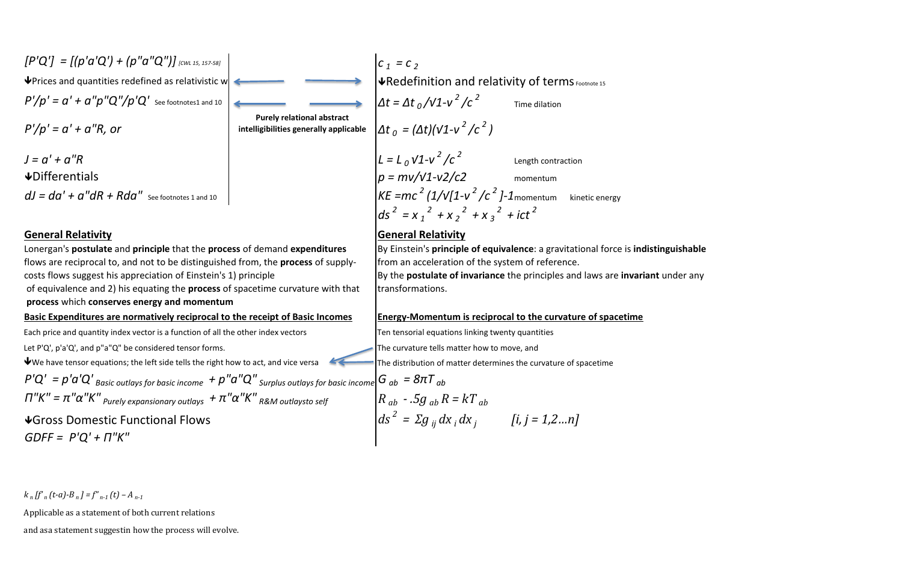$[P'Q'] = [(p'a'Q') + (p''a''Q'')]$ [CWL 15, 157-58]

↓Prices and quantities redefined as relativistic w

$P'/p' = a' + a''p''Q''/p'Q'$ See footnotes1 and 10

$P'/p' = a' + a''R$, or

$J = a' + a''R$

↓Differentials

$dJ = da' + a''dR + Rda''$ See footnotes 1 and 10

**Purely relational abstract intelligibilities generally applicable**

$c_1 = c_2$

↓Redefinition and relativity of terms Footnote 15

$\Delta t = \Delta t_0 / \sqrt{1-v^2/c^2}$ Time dilation

$\Delta t_0 = (\Delta t)(\sqrt{1-v^2/c^2})$

$L = L_0 \sqrt{1-v^2/c^2}$ Length contraction

$p = mv/\sqrt{1-v2/c2}$ momentum

$KE = mc^2 (1/\sqrt{[1-v^2/c^2]}-1$ momentum kinetic energy

$ds^2 = x_1^2 + x_2^2 + x_3^2 + ict^2$

## General Relativity

Lonergan's **postulate** and **principle** that the **process** of demand **expenditures** flows are reciprocal to, and not to be distinguished from, the **process** of supply-costs flows suggest his appreciation of Einstein's 1) principle of equivalence and 2) his equating the **process** of spacetime curvature with that **process** which **conserves energy and momentum**

### Basic Expenditures are normatively reciprocal to the receipt of Basic Incomes

Each price and quantity index vector is a function of all the other index vectors

Let P'Q', p'a'Q', and p"a"Q" be considered tensor forms.

↓We have tensor equations; the left side tells the right how to act, and vice versa

$P'Q' = p'a'Q'$ *Basic outlays for basic income* $+ p''a''Q''$ *Surplus outlays for basic income*

$\Pi''K'' = \pi''\alpha''K''$ *Purely expansionary outlays* $+ \pi''\alpha''K''$ *R&M outlaysto self*

↓Gross Domestic Functional Flows

$GDFF = P'Q' + \Pi''K''$

## General Relativity

By Einstein's **principle of equivalence**: a gravitational force is **indistinguishable** from an acceleration of the system of reference.

By the **postulate of invariance** the principles and laws are **invariant** under any transformations.

### Energy-Momentum is reciprocal to the curvature of spacetime

Ten tensorial equations linking twenty quantities

The curvature tells matter how to move, and

The distribution of matter determines the curvature of spacetime

$G_{ab} = 8\pi T_{ab}$

$R_{ab} - .5g_{ab} R = kT_{ab}$

$ds^2 = \Sigma g_{ij} dx_i dx_j \qquad [i, j = 1,2\ldots n]$

$k_n [f'_n (t-a)-B_n] = f''_{n-1}(t) - A_{n-1}$

Applicable as a statement of both current relations

and asa statement suggestin how the process will evolve.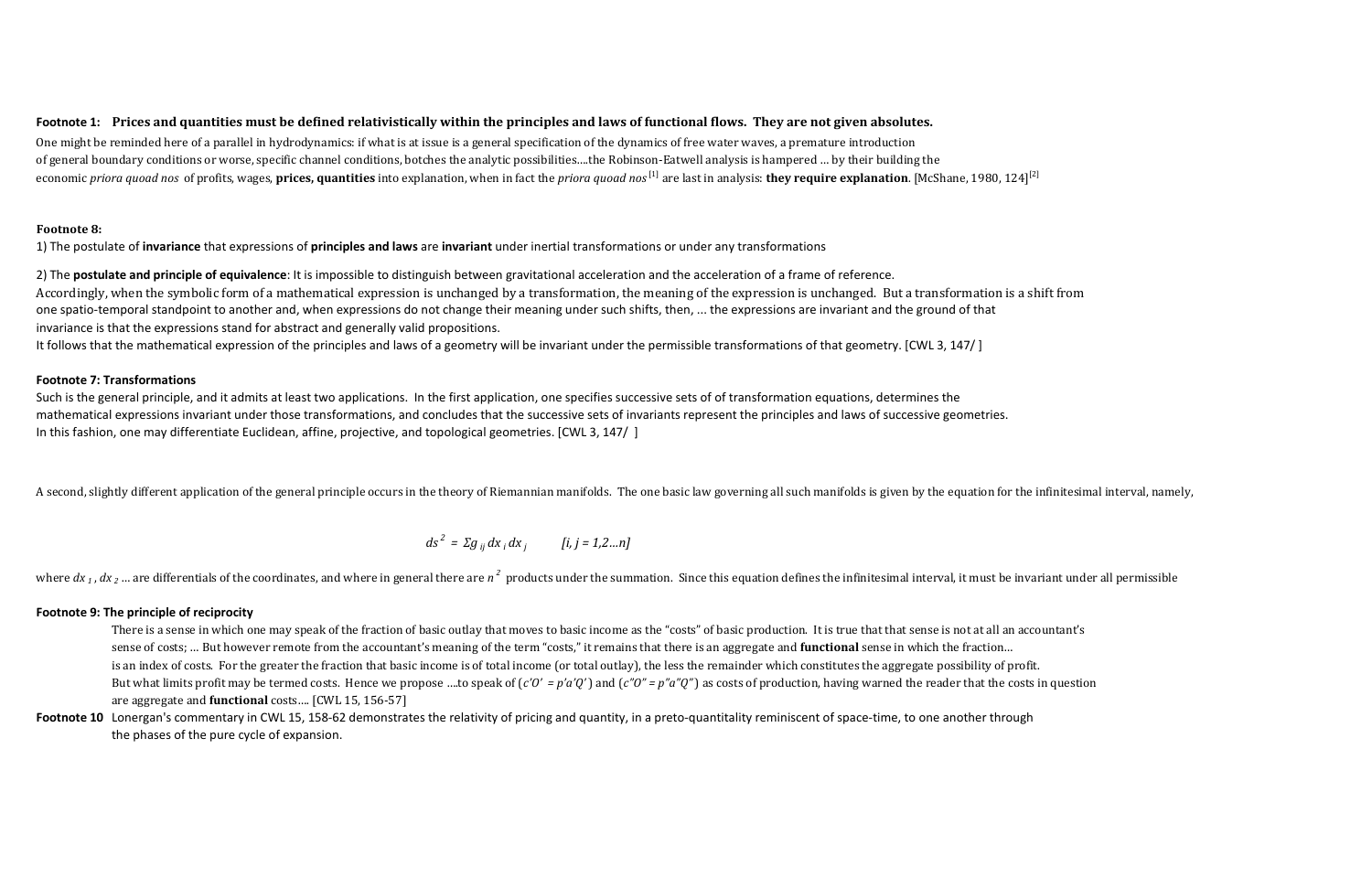**Footnote 1: Prices and quantities must be defined relativistically within the principles and laws of functional flows. They are not given absolutes.**

One might be reminded here of a parallel in hydrodynamics: if what is at issue is a general specification of the dynamics of free water waves, a premature introduction of general boundary conditions or worse, specific channel conditions, botches the analytic possibilities....the Robinson-Eatwell analysis is hampered ... by their building the economic *priora quoad nos* of profits, wages, **prices, quantities** into explanation, when in fact the *priora quoad nos* [1] are last in analysis: **they require explanation**. [McShane, 1980, 124][2]

**Footnote 8:**

1) The postulate of **invariance** that expressions of **principles and laws** are **invariant** under inertial transformations or under any transformations

2) The **postulate and principle of equivalence**: It is impossible to distinguish between gravitational acceleration and the acceleration of a frame of reference.
Accordingly, when the symbolic form of a mathematical expression is unchanged by a transformation, the meaning of the expression is unchanged. But a transformation is a shift from one spatio-temporal standpoint to another and, when expressions do not change their meaning under such shifts, then, ... the expressions are invariant and the ground of that invariance is that the expressions stand for abstract and generally valid propositions.
It follows that the mathematical expression of the principles and laws of a geometry will be invariant under the permissible transformations of that geometry. [CWL 3, 147/ ]

**Footnote 7: Transformations**

Such is the general principle, and it admits at least two applications. In the first application, one specifies successive sets of of transformation equations, determines the mathematical expressions invariant under those transformations, and concludes that the successive sets of invariants represent the principles and laws of successive geometries.
In this fashion, one may differentiate Euclidean, affine, projective, and topological geometries. [CWL 3, 147/ ]

A second, slightly different application of the general principle occurs in the theory of Riemannian manifolds. The one basic law governing all such manifolds is given by the equation for the infinitesimal interval, namely,

$$ds^2 = \Sigma g_{ij}\, dx_i\, dx_j \qquad [i, j = 1,2 \ldots n]$$

where $dx_1$, $dx_2$ ... are differentials of the coordinates, and where in general there are $n^2$ products under the summation. Since this equation defines the infinitesimal interval, it must be invariant under all permissible

**Footnote 9: The principle of reciprocity**

There is a sense in which one may speak of the fraction of basic outlay that moves to basic income as the "costs" of basic production. It is true that that sense is not at all an accountant's sense of costs; ... But however remote from the accountant's meaning of the term "costs," it remains that there is an aggregate and **functional** sense in which the fraction... is an index of costs. For the greater the fraction that basic income is of total income (or total outlay), the less the remainder which constitutes the aggregate possibility of profit. But what limits profit may be termed costs. Hence we propose ....to speak of ($c'O' = p'a'Q'$) and ($c''O'' = p''a''Q''$) as costs of production, having warned the reader that the costs in question are aggregate and **functional** costs.... [CWL 15, 156-57]

**Footnote 10** Lonergan's commentary in CWL 15, 158-62 demonstrates the relativity of pricing and quantity, in a preto-quantitality reminiscent of space-time, to one another through the phases of the pure cycle of expansion.